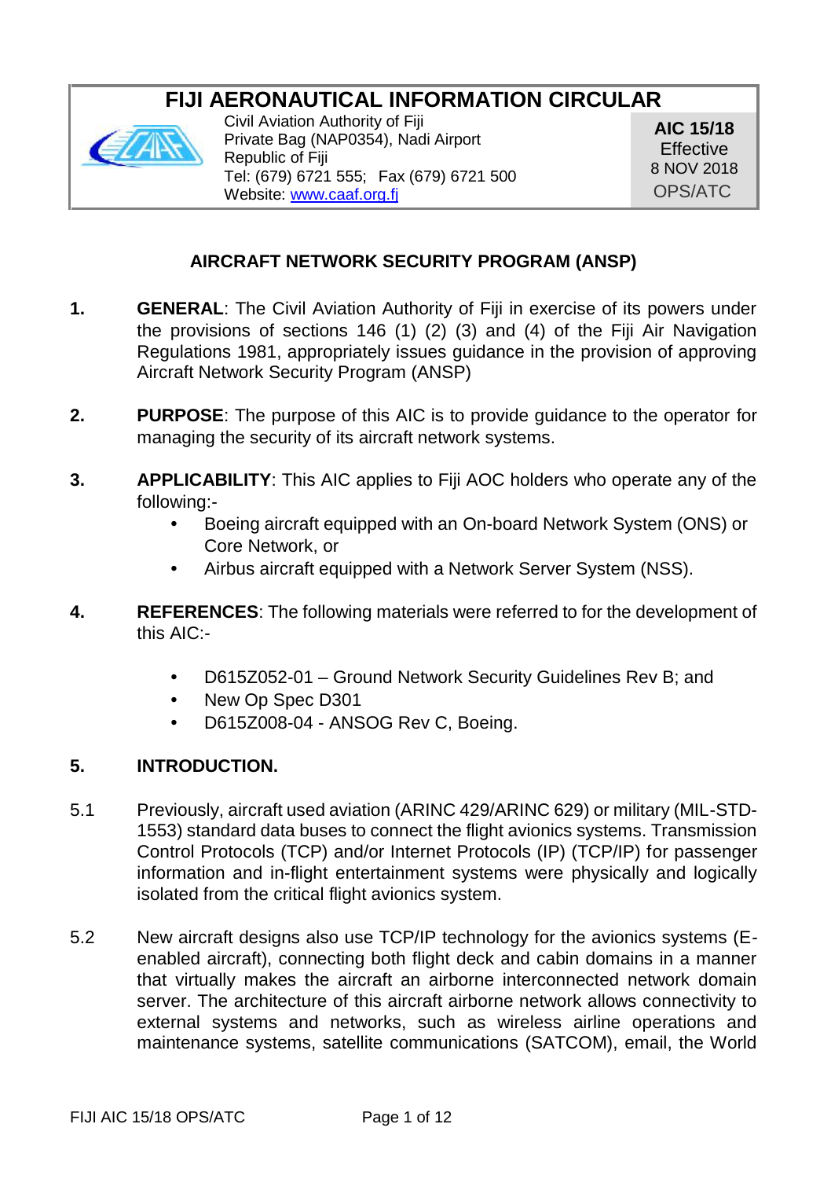# FIJI AERONAUTICAL INFORMATION CIRCULAR

Civil Aviation Authority of Fiji
Private Bag (NAP0354), Nadi Airport
Republic of Fiji
Tel: (679) 6721 555; Fax (679) 6721 500
Website: www.caaf.org.fj

**AIC 15/18**
Effective
8 NOV 2018
OPS/ATC

## AIRCRAFT NETWORK SECURITY PROGRAM (ANSP)

**1. GENERAL**: The Civil Aviation Authority of Fiji in exercise of its powers under the provisions of sections 146 (1) (2) (3) and (4) of the Fiji Air Navigation Regulations 1981, appropriately issues guidance in the provision of approving Aircraft Network Security Program (ANSP)

**2. PURPOSE**: The purpose of this AIC is to provide guidance to the operator for managing the security of its aircraft network systems.

**3. APPLICABILITY**: This AIC applies to Fiji AOC holders who operate any of the following:-

- Boeing aircraft equipped with an On-board Network System (ONS) or Core Network, or
- Airbus aircraft equipped with a Network Server System (NSS).

**4. REFERENCES**: The following materials were referred to for the development of this AIC:-

- D615Z052-01 – Ground Network Security Guidelines Rev B; and
- New Op Spec D301
- D615Z008-04 - ANSOG Rev C, Boeing.

**5. INTRODUCTION.**

5.1 Previously, aircraft used aviation (ARINC 429/ARINC 629) or military (MIL-STD-1553) standard data buses to connect the flight avionics systems. Transmission Control Protocols (TCP) and/or Internet Protocols (IP) (TCP/IP) for passenger information and in-flight entertainment systems were physically and logically isolated from the critical flight avionics system.

5.2 New aircraft designs also use TCP/IP technology for the avionics systems (E-enabled aircraft), connecting both flight deck and cabin domains in a manner that virtually makes the aircraft an airborne interconnected network domain server. The architecture of this aircraft airborne network allows connectivity to external systems and networks, such as wireless airline operations and maintenance systems, satellite communications (SATCOM), email, the World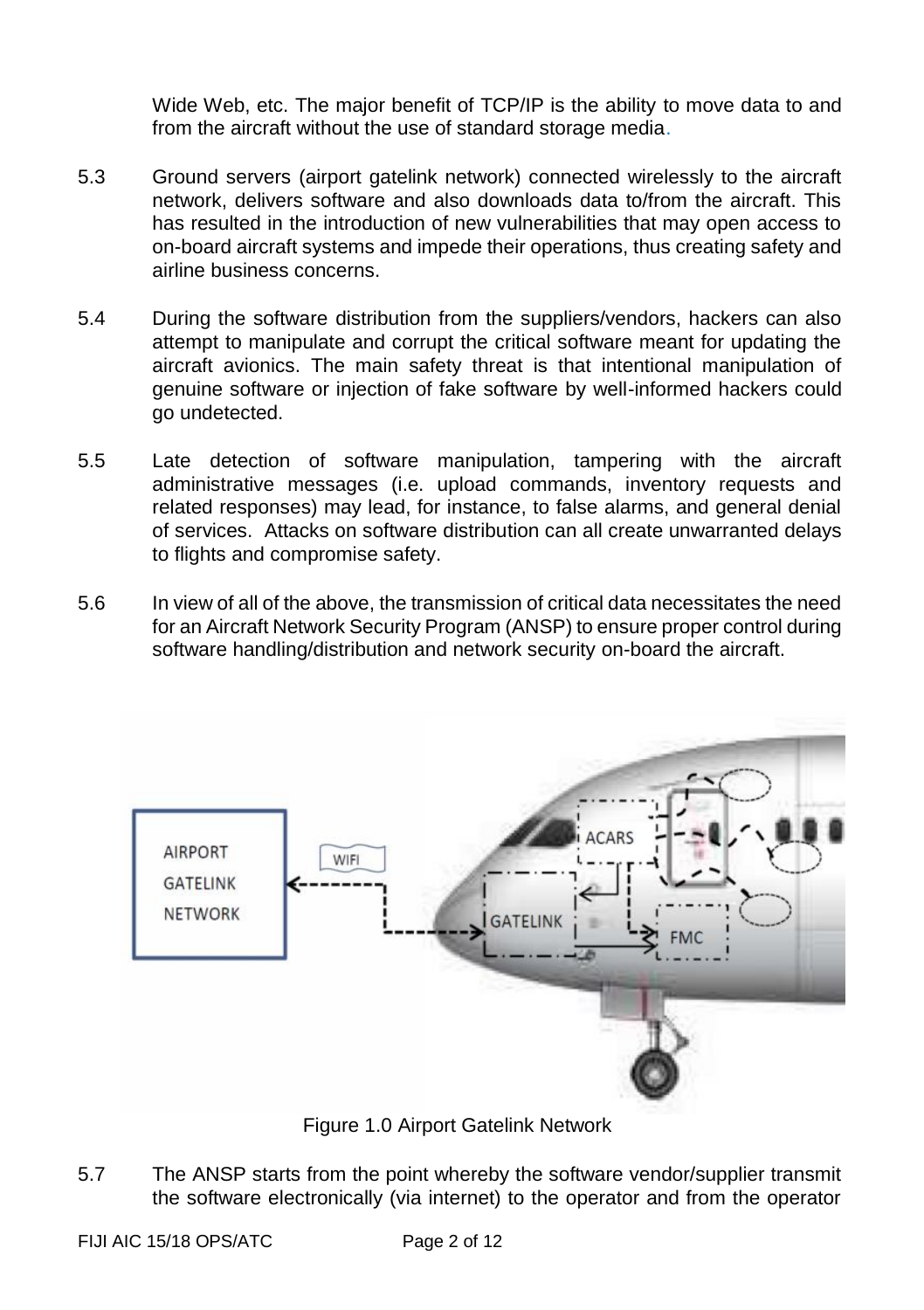Wide Web, etc. The major benefit of TCP/IP is the ability to move data to and from the aircraft without the use of standard storage media.

5.3 Ground servers (airport gatelink network) connected wirelessly to the aircraft network, delivers software and also downloads data to/from the aircraft. This has resulted in the introduction of new vulnerabilities that may open access to on-board aircraft systems and impede their operations, thus creating safety and airline business concerns.

5.4 During the software distribution from the suppliers/vendors, hackers can also attempt to manipulate and corrupt the critical software meant for updating the aircraft avionics. The main safety threat is that intentional manipulation of genuine software or injection of fake software by well-informed hackers could go undetected.

5.5 Late detection of software manipulation, tampering with the aircraft administrative messages (i.e. upload commands, inventory requests and related responses) may lead, for instance, to false alarms, and general denial of services. Attacks on software distribution can all create unwarranted delays to flights and compromise safety.

5.6 In view of all of the above, the transmission of critical data necessitates the need for an Aircraft Network Security Program (ANSP) to ensure proper control during software handling/distribution and network security on-board the aircraft.

Figure 1.0 Airport Gatelink Network

5.7 The ANSP starts from the point whereby the software vendor/supplier transmit the software electronically (via internet) to the operator and from the operator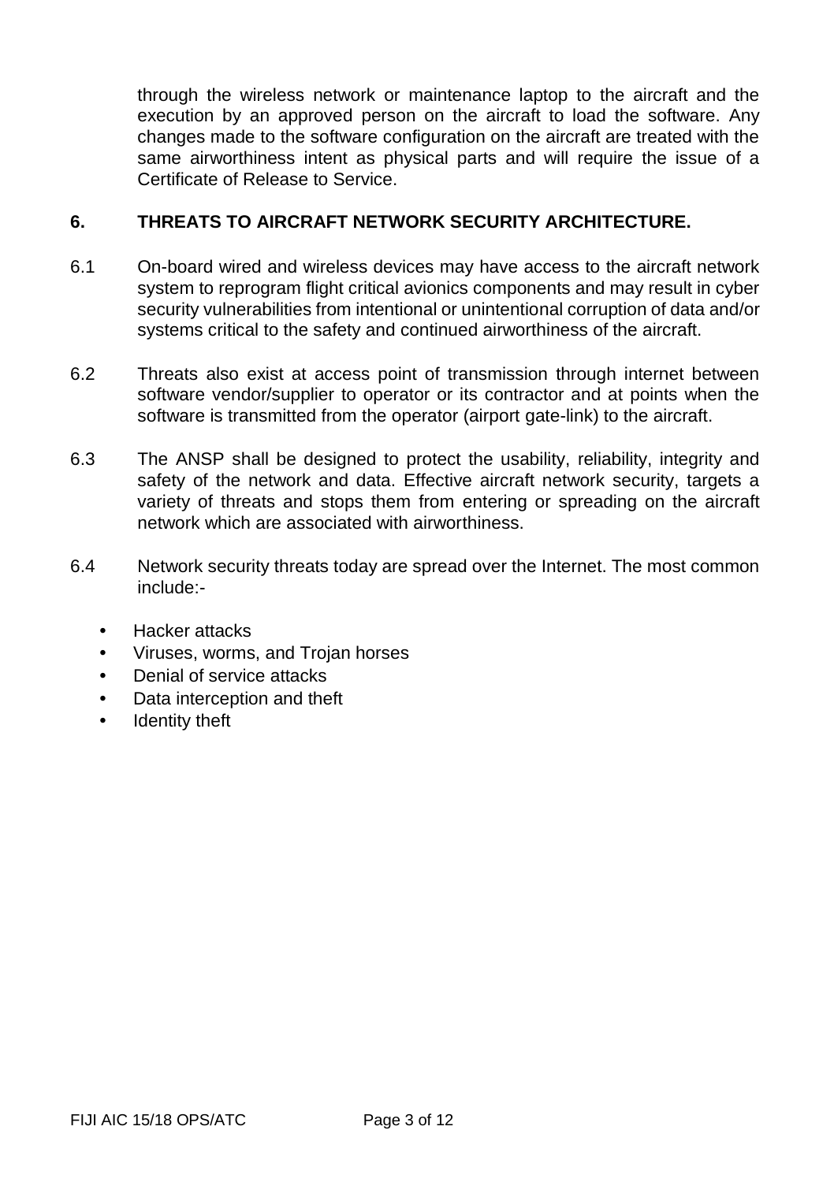through the wireless network or maintenance laptop to the aircraft and the execution by an approved person on the aircraft to load the software. Any changes made to the software configuration on the aircraft are treated with the same airworthiness intent as physical parts and will require the issue of a Certificate of Release to Service.

## 6. THREATS TO AIRCRAFT NETWORK SECURITY ARCHITECTURE.

6.1 On-board wired and wireless devices may have access to the aircraft network system to reprogram flight critical avionics components and may result in cyber security vulnerabilities from intentional or unintentional corruption of data and/or systems critical to the safety and continued airworthiness of the aircraft.

6.2 Threats also exist at access point of transmission through internet between software vendor/supplier to operator or its contractor and at points when the software is transmitted from the operator (airport gate-link) to the aircraft.

6.3 The ANSP shall be designed to protect the usability, reliability, integrity and safety of the network and data. Effective aircraft network security, targets a variety of threats and stops them from entering or spreading on the aircraft network which are associated with airworthiness.

6.4 Network security threats today are spread over the Internet. The most common include:-

- Hacker attacks
- Viruses, worms, and Trojan horses
- Denial of service attacks
- Data interception and theft
- Identity theft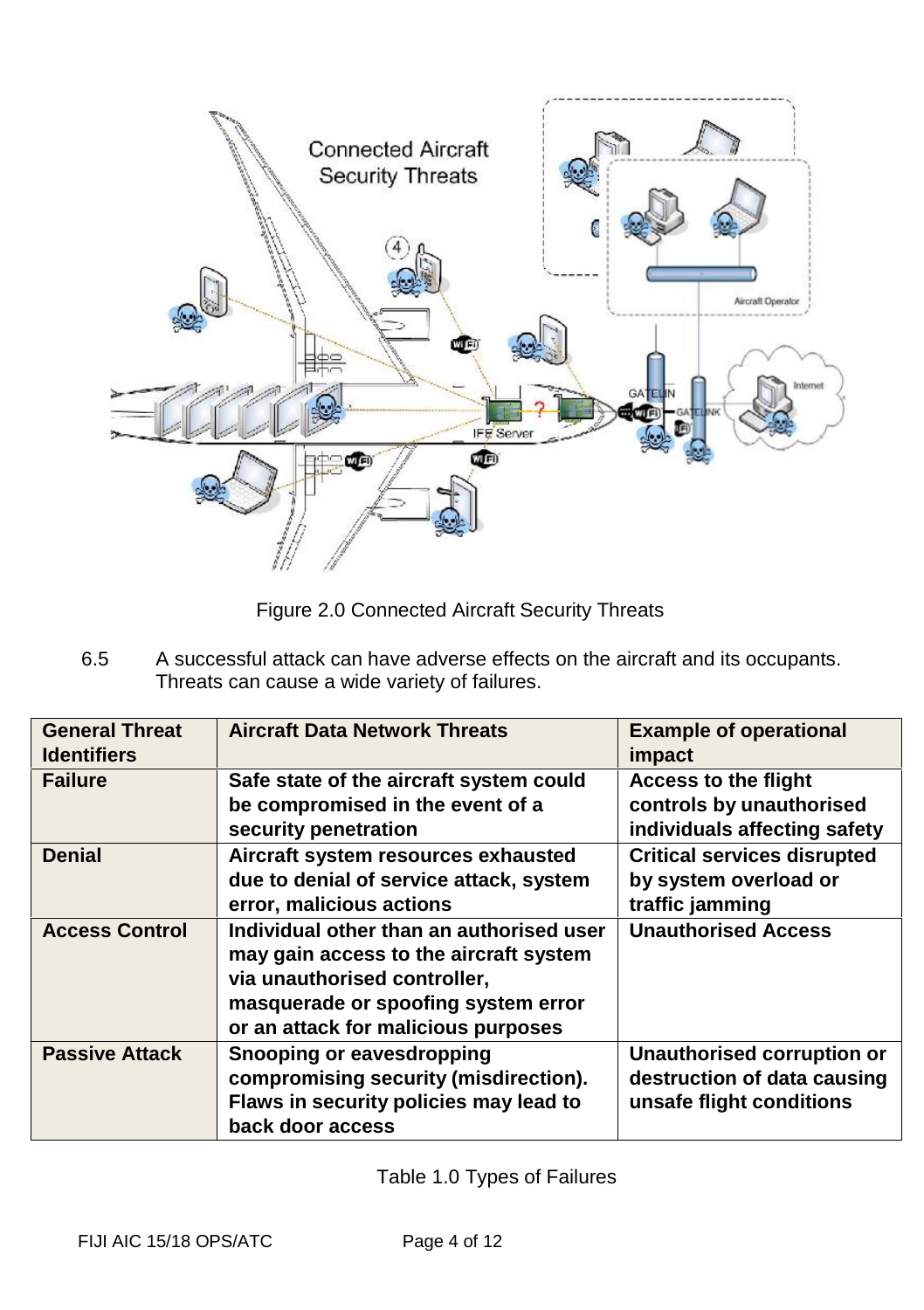Figure 2.0 Connected Aircraft Security Threats

6.5 A successful attack can have adverse effects on the aircraft and its occupants. Threats can cause a wide variety of failures.

| General Threat Identifiers | Aircraft Data Network Threats | Example of operational impact |
|---|---|---|
| **Failure** | **Safe state of the aircraft system could be compromised in the event of a security penetration** | **Access to the flight controls by unauthorised individuals affecting safety** |
| **Denial** | **Aircraft system resources exhausted due to denial of service attack, system error, malicious actions** | **Critical services disrupted by system overload or traffic jamming** |
| **Access Control** | **Individual other than an authorised user may gain access to the aircraft system via unauthorised controller, masquerade or spoofing system error or an attack for malicious purposes** | **Unauthorised Access** |
| **Passive Attack** | **Snooping or eavesdropping compromising security (misdirection). Flaws in security policies may lead to back door access** | **Unauthorised corruption or destruction of data causing unsafe flight conditions** |

Table 1.0 Types of Failures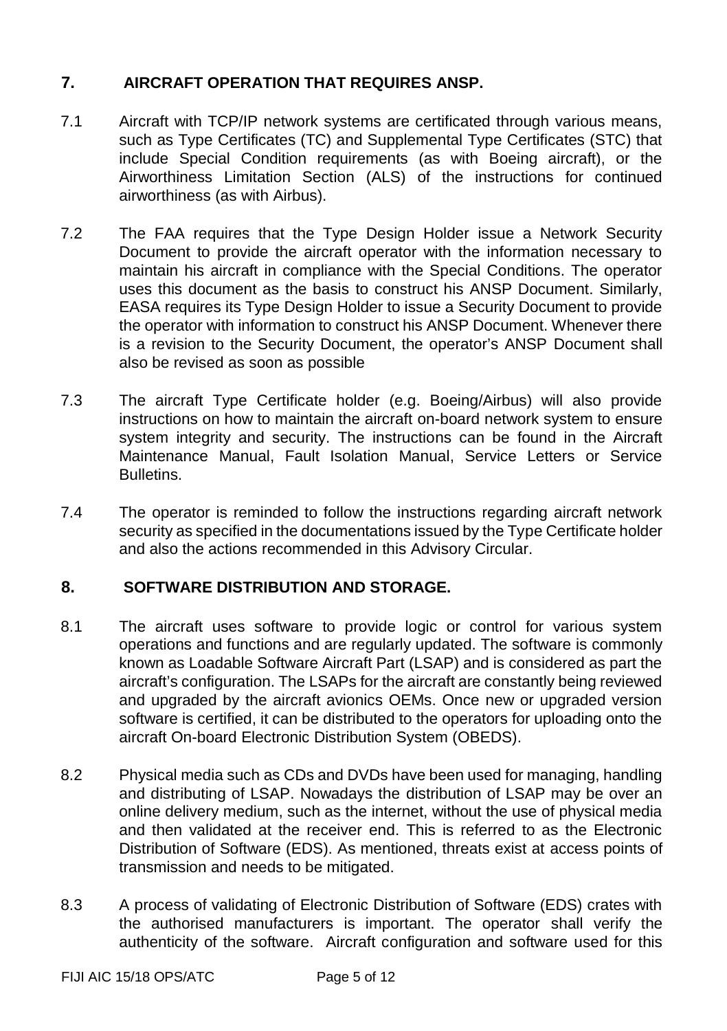## 7. AIRCRAFT OPERATION THAT REQUIRES ANSP.

7.1 Aircraft with TCP/IP network systems are certificated through various means, such as Type Certificates (TC) and Supplemental Type Certificates (STC) that include Special Condition requirements (as with Boeing aircraft), or the Airworthiness Limitation Section (ALS) of the instructions for continued airworthiness (as with Airbus).

7.2 The FAA requires that the Type Design Holder issue a Network Security Document to provide the aircraft operator with the information necessary to maintain his aircraft in compliance with the Special Conditions. The operator uses this document as the basis to construct his ANSP Document. Similarly, EASA requires its Type Design Holder to issue a Security Document to provide the operator with information to construct his ANSP Document. Whenever there is a revision to the Security Document, the operator's ANSP Document shall also be revised as soon as possible

7.3 The aircraft Type Certificate holder (e.g. Boeing/Airbus) will also provide instructions on how to maintain the aircraft on-board network system to ensure system integrity and security. The instructions can be found in the Aircraft Maintenance Manual, Fault Isolation Manual, Service Letters or Service Bulletins.

7.4 The operator is reminded to follow the instructions regarding aircraft network security as specified in the documentations issued by the Type Certificate holder and also the actions recommended in this Advisory Circular.

## 8. SOFTWARE DISTRIBUTION AND STORAGE.

8.1 The aircraft uses software to provide logic or control for various system operations and functions and are regularly updated. The software is commonly known as Loadable Software Aircraft Part (LSAP) and is considered as part the aircraft's configuration. The LSAPs for the aircraft are constantly being reviewed and upgraded by the aircraft avionics OEMs. Once new or upgraded version software is certified, it can be distributed to the operators for uploading onto the aircraft On-board Electronic Distribution System (OBEDS).

8.2 Physical media such as CDs and DVDs have been used for managing, handling and distributing of LSAP. Nowadays the distribution of LSAP may be over an online delivery medium, such as the internet, without the use of physical media and then validated at the receiver end. This is referred to as the Electronic Distribution of Software (EDS). As mentioned, threats exist at access points of transmission and needs to be mitigated.

8.3 A process of validating of Electronic Distribution of Software (EDS) crates with the authorised manufacturers is important. The operator shall verify the authenticity of the software. Aircraft configuration and software used for this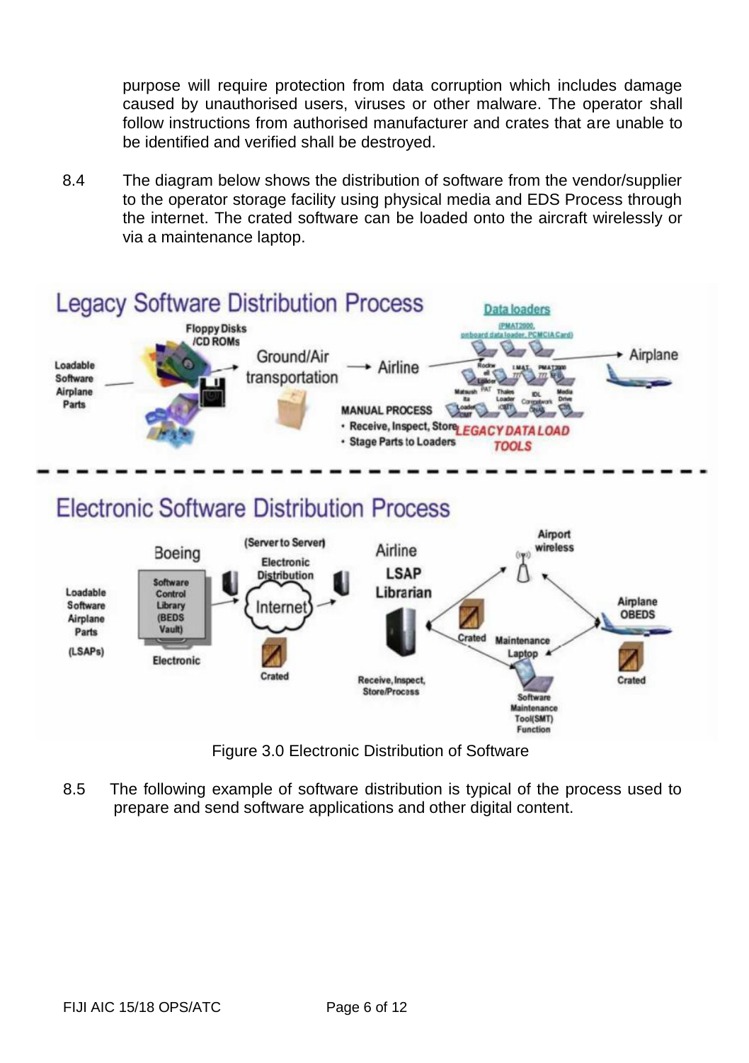purpose will require protection from data corruption which includes damage caused by unauthorised users, viruses or other malware. The operator shall follow instructions from authorised manufacturer and crates that are unable to be identified and verified shall be destroyed.

8.4 The diagram below shows the distribution of software from the vendor/supplier to the operator storage facility using physical media and EDS Process through the internet. The crated software can be loaded onto the aircraft wirelessly or via a maintenance laptop.

Figure 3.0 Electronic Distribution of Software

8.5 The following example of software distribution is typical of the process used to prepare and send software applications and other digital content.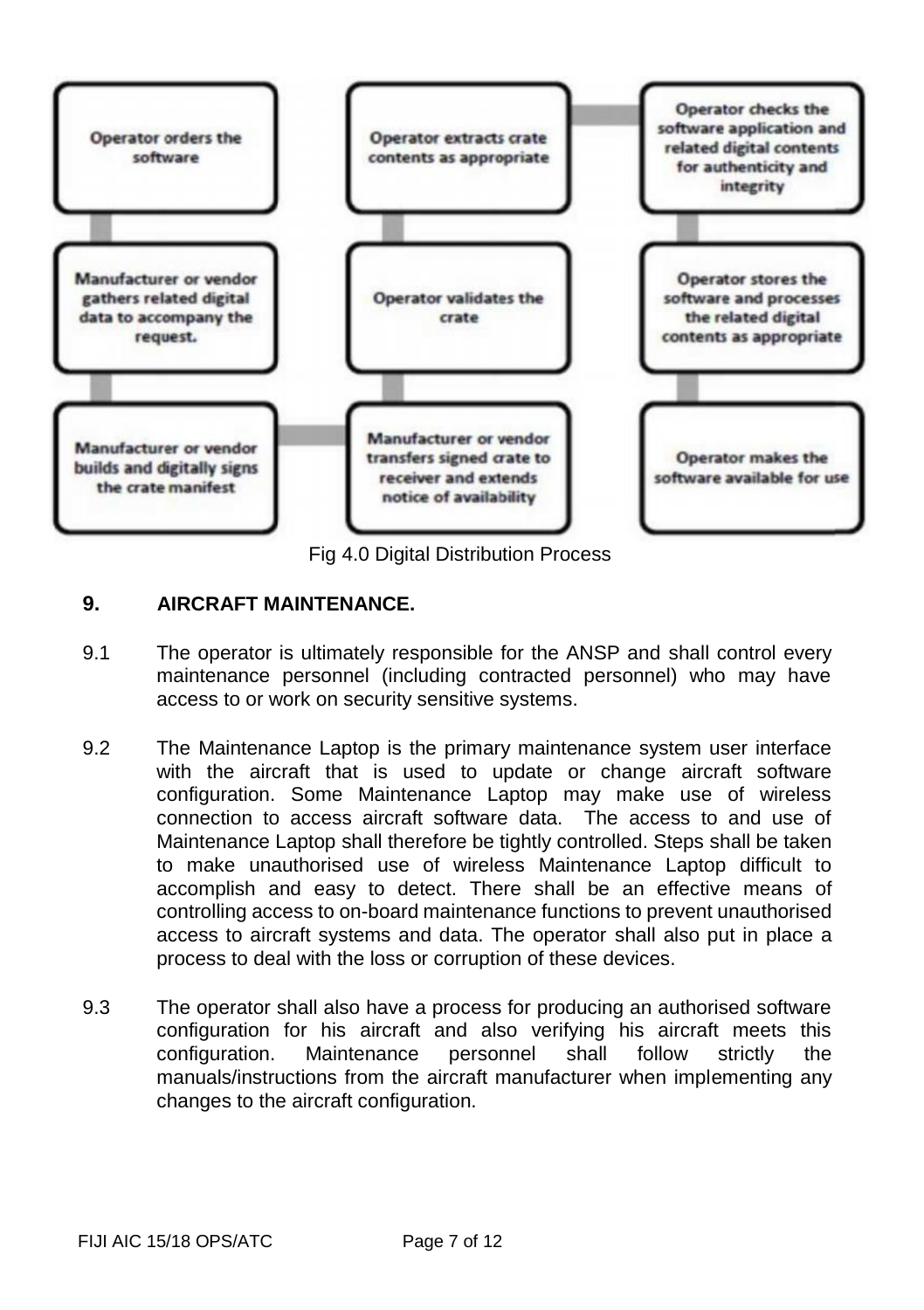- Operator orders the software
- Manufacturer or vendor gathers related digital data to accompany the request.
- Manufacturer or vendor builds and digitally signs the crate manifest
- Manufacturer or vendor transfers signed crate to receiver and extends notice of availability
- Operator validates the crate
- Operator extracts crate contents as appropriate
- Operator checks the software application and related digital contents for authenticity and integrity
- Operator stores the software and processes the related digital contents as appropriate
- Operator makes the software available for use

Fig 4.0 Digital Distribution Process

## 9. AIRCRAFT MAINTENANCE.

9.1 The operator is ultimately responsible for the ANSP and shall control every maintenance personnel (including contracted personnel) who may have access to or work on security sensitive systems.

9.2 The Maintenance Laptop is the primary maintenance system user interface with the aircraft that is used to update or change aircraft software configuration. Some Maintenance Laptop may make use of wireless connection to access aircraft software data. The access to and use of Maintenance Laptop shall therefore be tightly controlled. Steps shall be taken to make unauthorised use of wireless Maintenance Laptop difficult to accomplish and easy to detect. There shall be an effective means of controlling access to on-board maintenance functions to prevent unauthorised access to aircraft systems and data. The operator shall also put in place a process to deal with the loss or corruption of these devices.

9.3 The operator shall also have a process for producing an authorised software configuration for his aircraft and also verifying his aircraft meets this configuration. Maintenance personnel shall follow strictly the manuals/instructions from the aircraft manufacturer when implementing any changes to the aircraft configuration.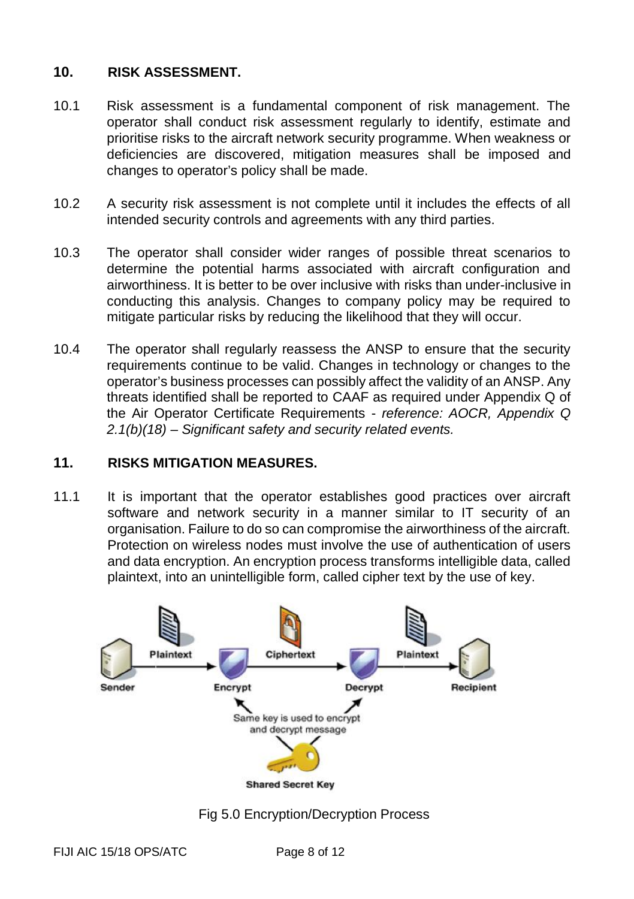## 10. RISK ASSESSMENT.

10.1 Risk assessment is a fundamental component of risk management. The operator shall conduct risk assessment regularly to identify, estimate and prioritise risks to the aircraft network security programme. When weakness or deficiencies are discovered, mitigation measures shall be imposed and changes to operator's policy shall be made.

10.2 A security risk assessment is not complete until it includes the effects of all intended security controls and agreements with any third parties.

10.3 The operator shall consider wider ranges of possible threat scenarios to determine the potential harms associated with aircraft configuration and airworthiness. It is better to be over inclusive with risks than under-inclusive in conducting this analysis. Changes to company policy may be required to mitigate particular risks by reducing the likelihood that they will occur.

10.4 The operator shall regularly reassess the ANSP to ensure that the security requirements continue to be valid. Changes in technology or changes to the operator's business processes can possibly affect the validity of an ANSP. Any threats identified shall be reported to CAAF as required under Appendix Q of the Air Operator Certificate Requirements - *reference: AOCR, Appendix Q 2.1(b)(18) – Significant safety and security related events.*

## 11. RISKS MITIGATION MEASURES.

11.1 It is important that the operator establishes good practices over aircraft software and network security in a manner similar to IT security of an organisation. Failure to do so can compromise the airworthiness of the aircraft. Protection on wireless nodes must involve the use of authentication of users and data encryption. An encryption process transforms intelligible data, called plaintext, into an unintelligible form, called cipher text by the use of key.

Fig 5.0 Encryption/Decryption Process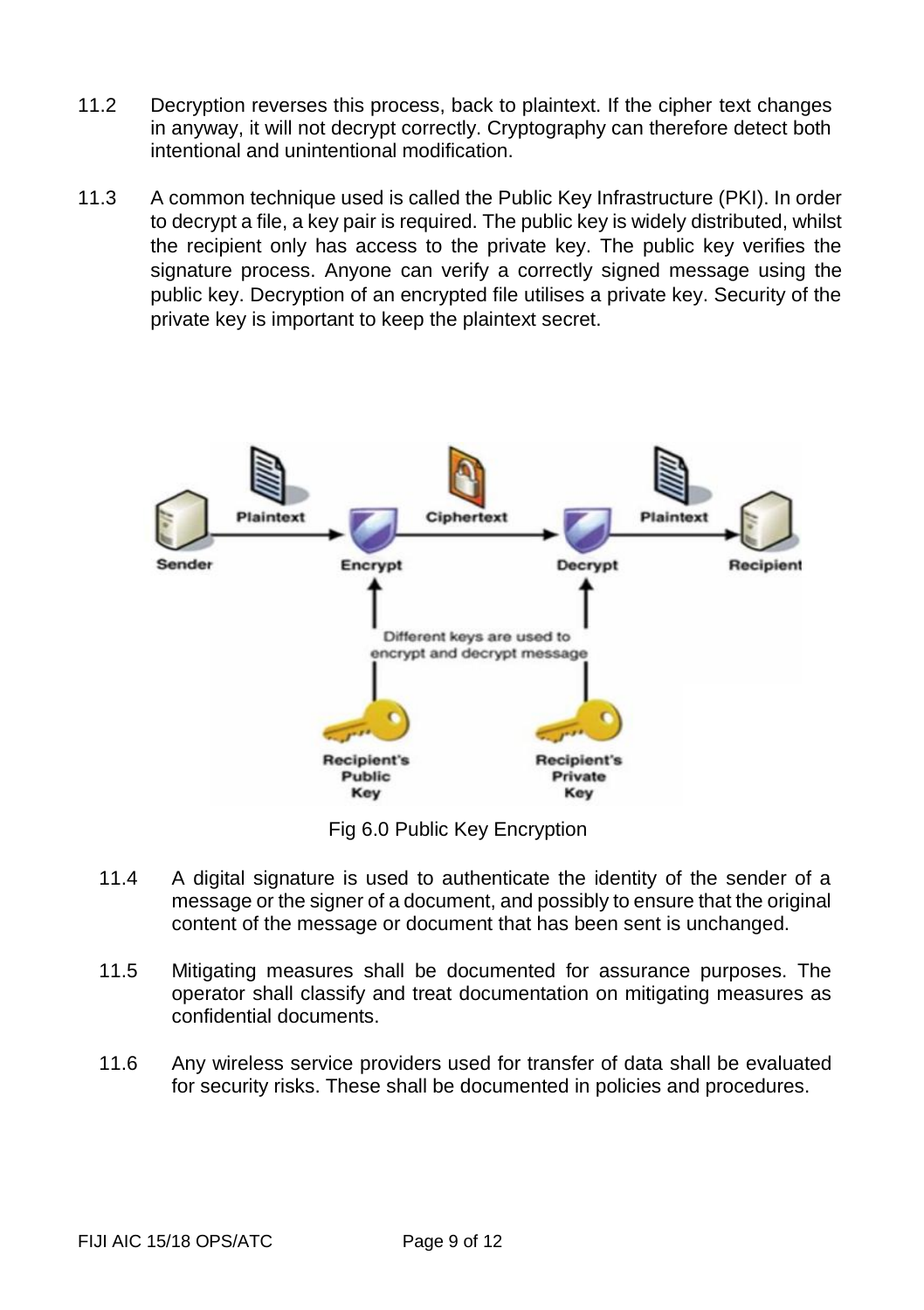11.2 Decryption reverses this process, back to plaintext. If the cipher text changes in anyway, it will not decrypt correctly. Cryptography can therefore detect both intentional and unintentional modification.

11.3 A common technique used is called the Public Key Infrastructure (PKI). In order to decrypt a file, a key pair is required. The public key is widely distributed, whilst the recipient only has access to the private key. The public key verifies the signature process. Anyone can verify a correctly signed message using the public key. Decryption of an encrypted file utilises a private key. Security of the private key is important to keep the plaintext secret.

Fig 6.0 Public Key Encryption

11.4 A digital signature is used to authenticate the identity of the sender of a message or the signer of a document, and possibly to ensure that the original content of the message or document that has been sent is unchanged.

11.5 Mitigating measures shall be documented for assurance purposes. The operator shall classify and treat documentation on mitigating measures as confidential documents.

11.6 Any wireless service providers used for transfer of data shall be evaluated for security risks. These shall be documented in policies and procedures.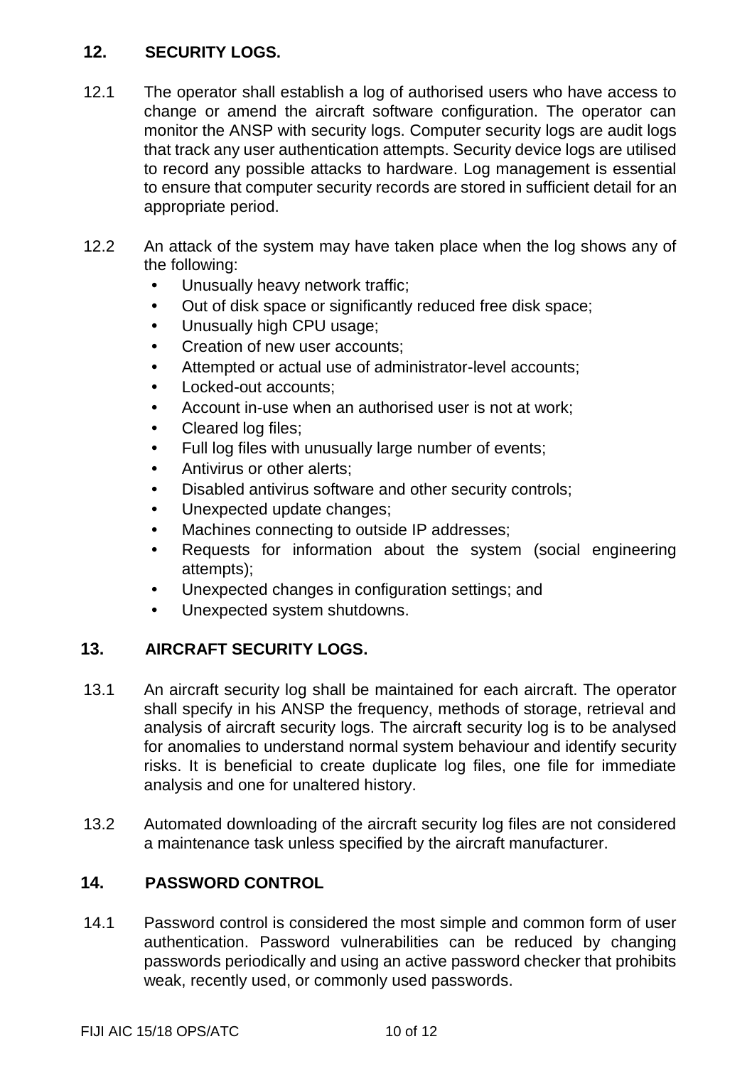## 12. SECURITY LOGS.

12.1 The operator shall establish a log of authorised users who have access to change or amend the aircraft software configuration. The operator can monitor the ANSP with security logs. Computer security logs are audit logs that track any user authentication attempts. Security device logs are utilised to record any possible attacks to hardware. Log management is essential to ensure that computer security records are stored in sufficient detail for an appropriate period.

12.2 An attack of the system may have taken place when the log shows any of the following:

- Unusually heavy network traffic;
- Out of disk space or significantly reduced free disk space;
- Unusually high CPU usage;
- Creation of new user accounts;
- Attempted or actual use of administrator-level accounts;
- Locked-out accounts;
- Account in-use when an authorised user is not at work;
- Cleared log files;
- Full log files with unusually large number of events;
- Antivirus or other alerts;
- Disabled antivirus software and other security controls;
- Unexpected update changes;
- Machines connecting to outside IP addresses;
- Requests for information about the system (social engineering attempts);
- Unexpected changes in configuration settings; and
- Unexpected system shutdowns.

## 13. AIRCRAFT SECURITY LOGS.

13.1 An aircraft security log shall be maintained for each aircraft. The operator shall specify in his ANSP the frequency, methods of storage, retrieval and analysis of aircraft security logs. The aircraft security log is to be analysed for anomalies to understand normal system behaviour and identify security risks. It is beneficial to create duplicate log files, one file for immediate analysis and one for unaltered history.

13.2 Automated downloading of the aircraft security log files are not considered a maintenance task unless specified by the aircraft manufacturer.

## 14. PASSWORD CONTROL

14.1 Password control is considered the most simple and common form of user authentication. Password vulnerabilities can be reduced by changing passwords periodically and using an active password checker that prohibits weak, recently used, or commonly used passwords.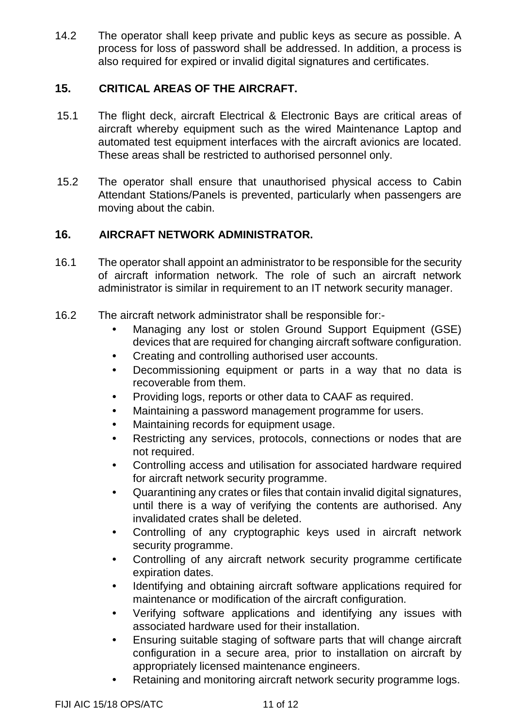14.2 The operator shall keep private and public keys as secure as possible. A process for loss of password shall be addressed. In addition, a process is also required for expired or invalid digital signatures and certificates.

## 15. CRITICAL AREAS OF THE AIRCRAFT.

15.1 The flight deck, aircraft Electrical & Electronic Bays are critical areas of aircraft whereby equipment such as the wired Maintenance Laptop and automated test equipment interfaces with the aircraft avionics are located. These areas shall be restricted to authorised personnel only.

15.2 The operator shall ensure that unauthorised physical access to Cabin Attendant Stations/Panels is prevented, particularly when passengers are moving about the cabin.

## 16. AIRCRAFT NETWORK ADMINISTRATOR.

16.1 The operator shall appoint an administrator to be responsible for the security of aircraft information network. The role of such an aircraft network administrator is similar in requirement to an IT network security manager.

16.2 The aircraft network administrator shall be responsible for:-

- Managing any lost or stolen Ground Support Equipment (GSE) devices that are required for changing aircraft software configuration.
- Creating and controlling authorised user accounts.
- Decommissioning equipment or parts in a way that no data is recoverable from them.
- Providing logs, reports or other data to CAAF as required.
- Maintaining a password management programme for users.
- Maintaining records for equipment usage.
- Restricting any services, protocols, connections or nodes that are not required.
- Controlling access and utilisation for associated hardware required for aircraft network security programme.
- Quarantining any crates or files that contain invalid digital signatures, until there is a way of verifying the contents are authorised. Any invalidated crates shall be deleted.
- Controlling of any cryptographic keys used in aircraft network security programme.
- Controlling of any aircraft network security programme certificate expiration dates.
- Identifying and obtaining aircraft software applications required for maintenance or modification of the aircraft configuration.
- Verifying software applications and identifying any issues with associated hardware used for their installation.
- Ensuring suitable staging of software parts that will change aircraft configuration in a secure area, prior to installation on aircraft by appropriately licensed maintenance engineers.
- Retaining and monitoring aircraft network security programme logs.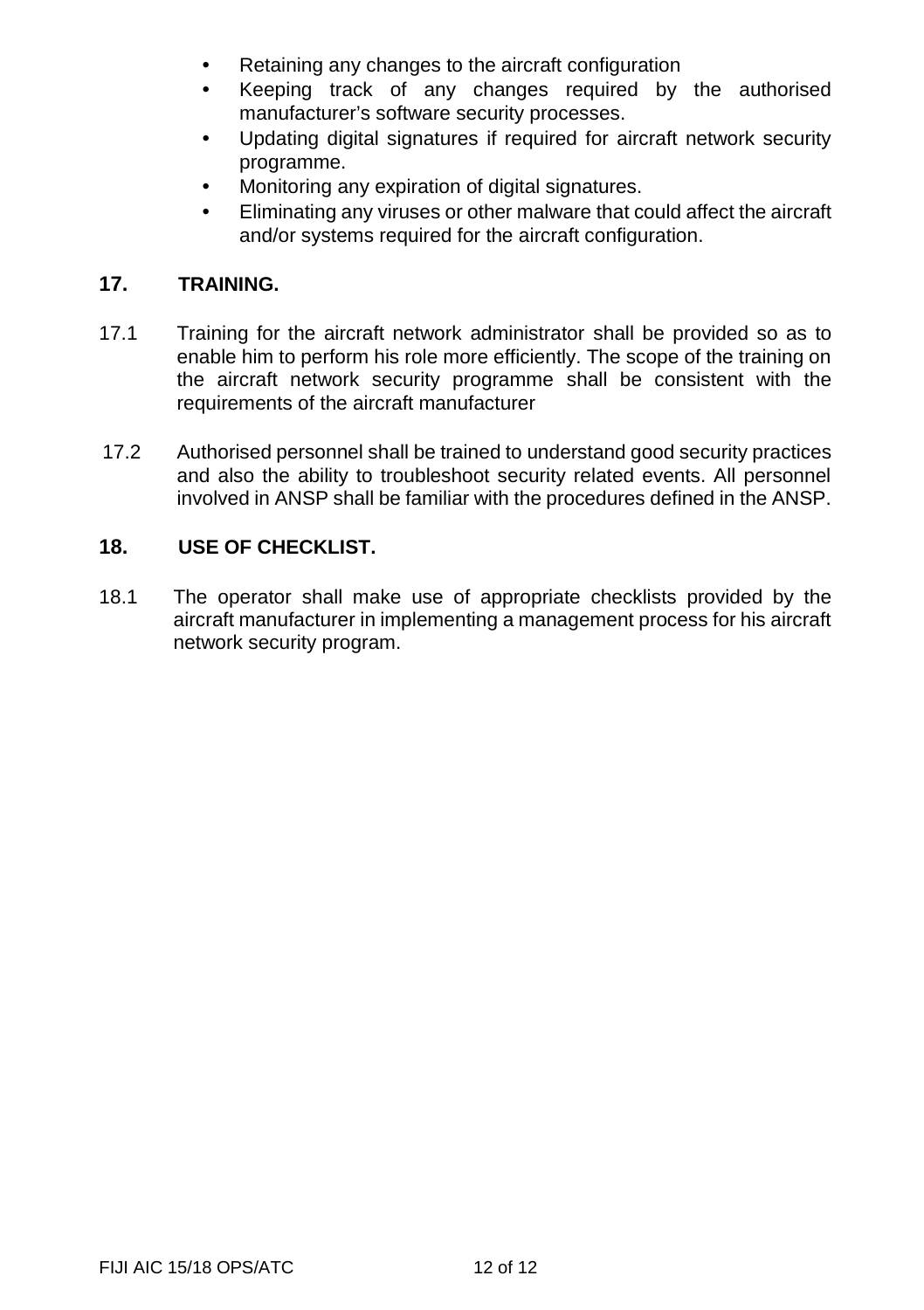- Retaining any changes to the aircraft configuration
- Keeping track of any changes required by the authorised manufacturer's software security processes.
- Updating digital signatures if required for aircraft network security programme.
- Monitoring any expiration of digital signatures.
- Eliminating any viruses or other malware that could affect the aircraft and/or systems required for the aircraft configuration.

## 17. TRAINING.

17.1 Training for the aircraft network administrator shall be provided so as to enable him to perform his role more efficiently. The scope of the training on the aircraft network security programme shall be consistent with the requirements of the aircraft manufacturer

17.2 Authorised personnel shall be trained to understand good security practices and also the ability to troubleshoot security related events. All personnel involved in ANSP shall be familiar with the procedures defined in the ANSP.

## 18. USE OF CHECKLIST.

18.1 The operator shall make use of appropriate checklists provided by the aircraft manufacturer in implementing a management process for his aircraft network security program.